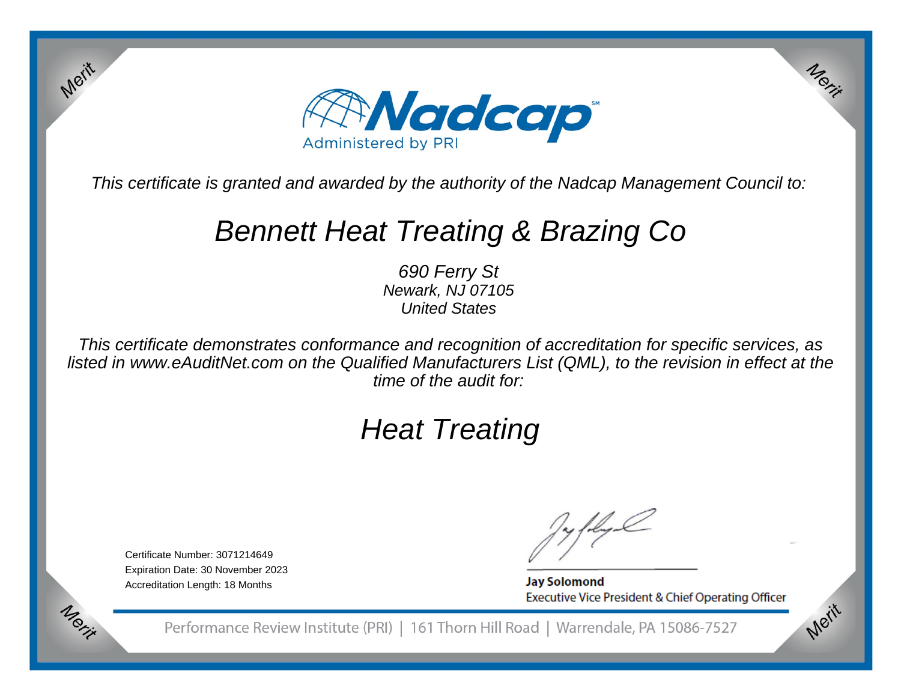Nadcap

Administered by PRI

*This certificate is granted and awarded by the authority of the Nadcap Management Council to:*

# *Bennett Heat Treating & Brazing Co*

*690 Ferry St*
*Newark, NJ 07105*
*United States*

*This certificate demonstrates conformance and recognition of accreditation for specific services, as listed in www.eAuditNet.com on the Qualified Manufacturers List (QML), to the revision in effect at the time of the audit for:*

## *Heat Treating*

Certificate Number: 3071214649
Expiration Date: 30 November 2023
Accreditation Length: 18 Months

**Jay Solomond**
Executive Vice President & Chief Operating Officer

Performance Review Institute (PRI) | 161 Thorn Hill Road | Warrendale, PA 15086-7527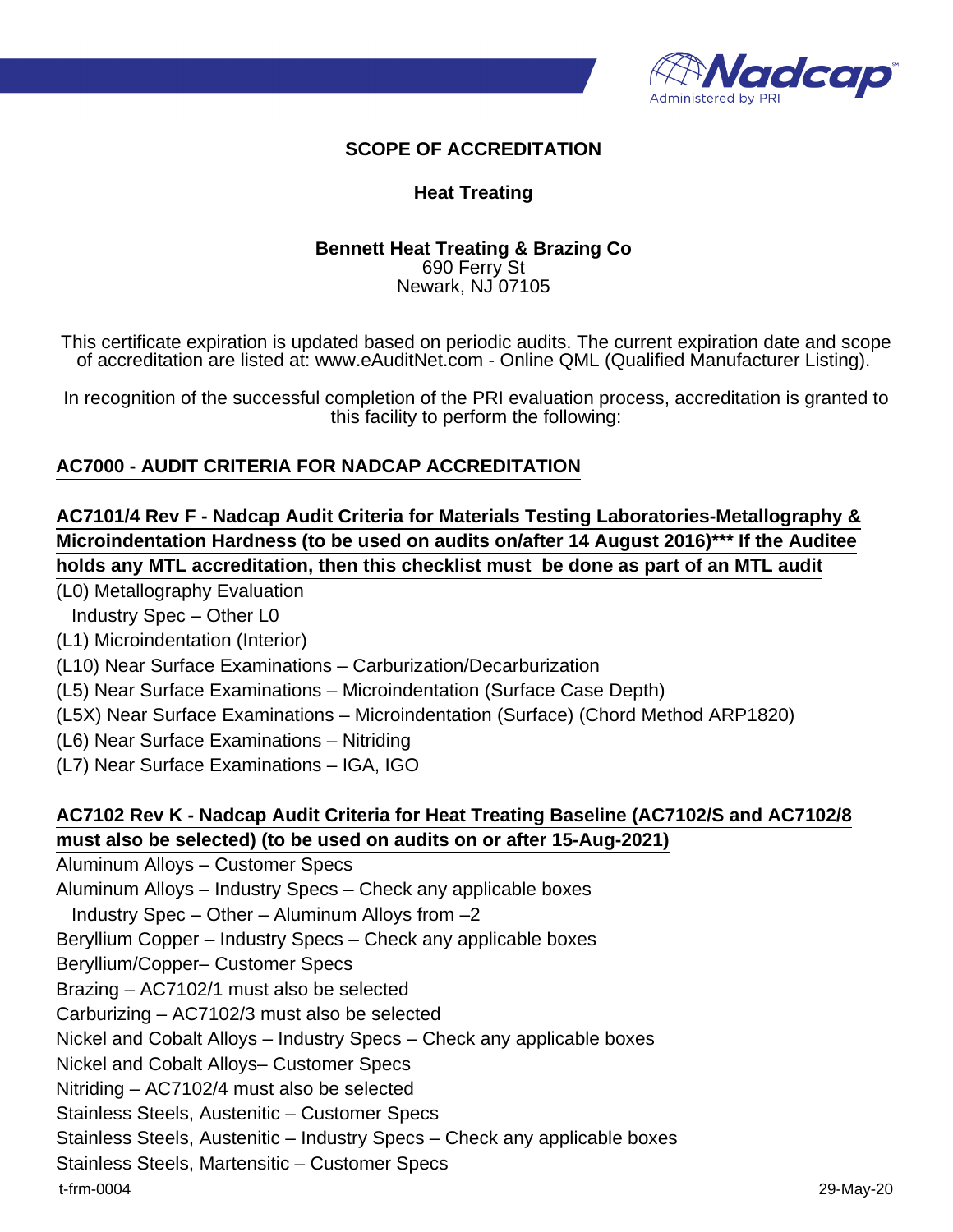# SCOPE OF ACCREDITATION

## Heat Treating

**Bennett Heat Treating & Brazing Co**
690 Ferry St
Newark, NJ 07105

This certificate expiration is updated based on periodic audits. The current expiration date and scope of accreditation are listed at: www.eAuditNet.com - Online QML (Qualified Manufacturer Listing).

In recognition of the successful completion of the PRI evaluation process, accreditation is granted to this facility to perform the following:

**AC7000 - AUDIT CRITERIA FOR NADCAP ACCREDITATION**

**AC7101/4 Rev F - Nadcap Audit Criteria for Materials Testing Laboratories-Metallography & Microindentation Hardness (to be used on audits on/after 14 August 2016)*** If the Auditee holds any MTL accreditation, then this checklist must be done as part of an MTL audit**

(L0) Metallography Evaluation
  Industry Spec – Other L0
(L1) Microindentation (Interior)
(L10) Near Surface Examinations – Carburization/Decarburization
(L5) Near Surface Examinations – Microindentation (Surface Case Depth)
(L5X) Near Surface Examinations – Microindentation (Surface) (Chord Method ARP1820)
(L6) Near Surface Examinations – Nitriding
(L7) Near Surface Examinations – IGA, IGO

**AC7102 Rev K - Nadcap Audit Criteria for Heat Treating Baseline (AC7102/S and AC7102/8 must also be selected) (to be used on audits on or after 15-Aug-2021)**

Aluminum Alloys – Customer Specs
Aluminum Alloys – Industry Specs – Check any applicable boxes
  Industry Spec – Other – Aluminum Alloys from –2
Beryllium Copper – Industry Specs – Check any applicable boxes
Beryllium/Copper– Customer Specs
Brazing – AC7102/1 must also be selected
Carburizing – AC7102/3 must also be selected
Nickel and Cobalt Alloys – Industry Specs – Check any applicable boxes
Nickel and Cobalt Alloys– Customer Specs
Nitriding – AC7102/4 must also be selected
Stainless Steels, Austenitic – Customer Specs
Stainless Steels, Austenitic – Industry Specs – Check any applicable boxes
Stainless Steels, Martensitic – Customer Specs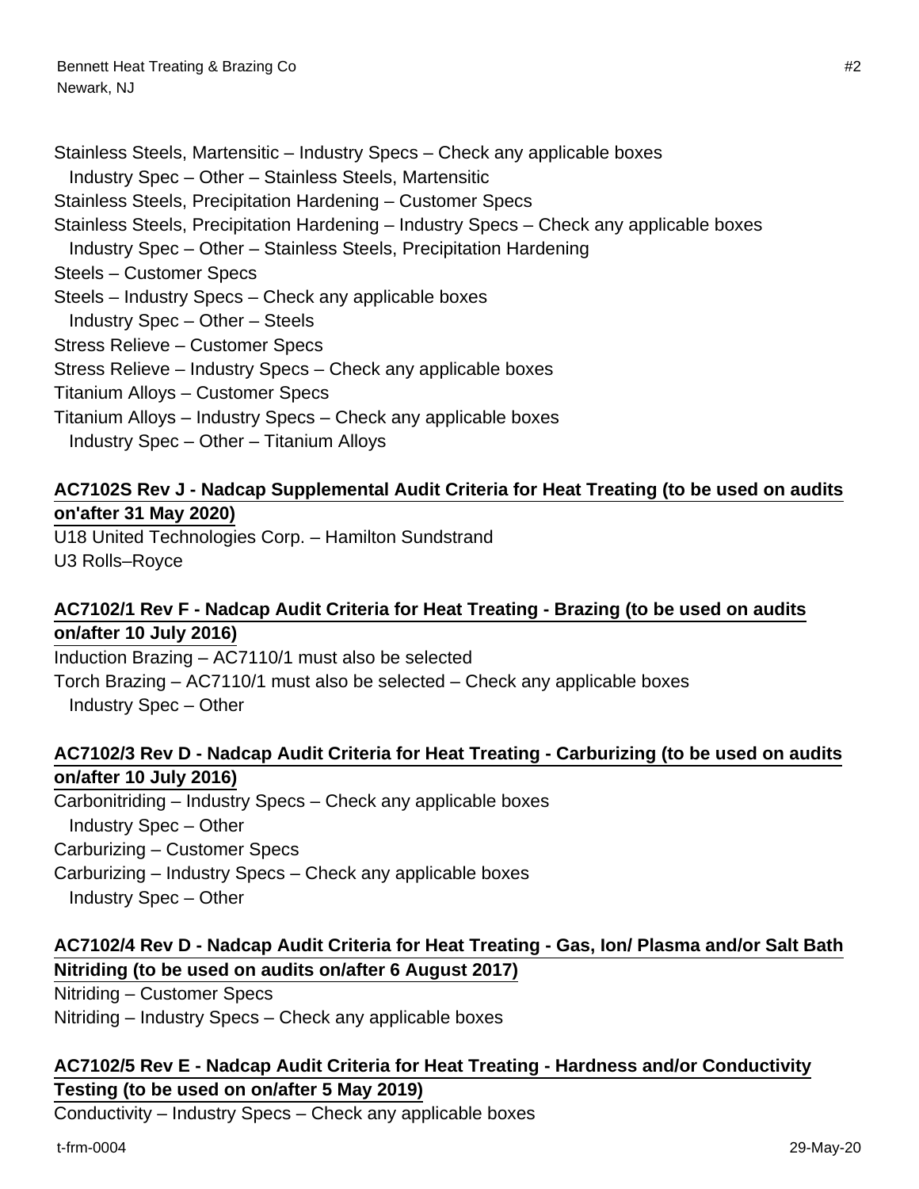Stainless Steels, Martensitic – Industry Specs – Check any applicable boxes

  Industry Spec – Other – Stainless Steels, Martensitic

Stainless Steels, Precipitation Hardening – Customer Specs

Stainless Steels, Precipitation Hardening – Industry Specs – Check any applicable boxes

  Industry Spec – Other – Stainless Steels, Precipitation Hardening

Steels – Customer Specs

Steels – Industry Specs – Check any applicable boxes

  Industry Spec – Other – Steels

Stress Relieve – Customer Specs

Stress Relieve – Industry Specs – Check any applicable boxes

Titanium Alloys – Customer Specs

Titanium Alloys – Industry Specs – Check any applicable boxes

  Industry Spec – Other – Titanium Alloys

## AC7102S Rev J - Nadcap Supplemental Audit Criteria for Heat Treating (to be used on audits on'after 31 May 2020)

U18 United Technologies Corp. – Hamilton Sundstrand

U3 Rolls–Royce

## AC7102/1 Rev F - Nadcap Audit Criteria for Heat Treating - Brazing (to be used on audits on/after 10 July 2016)

Induction Brazing – AC7110/1 must also be selected

Torch Brazing – AC7110/1 must also be selected – Check any applicable boxes

  Industry Spec – Other

## AC7102/3 Rev D - Nadcap Audit Criteria for Heat Treating - Carburizing (to be used on audits on/after 10 July 2016)

Carbonitriding – Industry Specs – Check any applicable boxes

  Industry Spec – Other

Carburizing – Customer Specs

Carburizing – Industry Specs – Check any applicable boxes

  Industry Spec – Other

## AC7102/4 Rev D - Nadcap Audit Criteria for Heat Treating - Gas, Ion/ Plasma and/or Salt Bath Nitriding (to be used on audits on/after 6 August 2017)

Nitriding – Customer Specs

Nitriding – Industry Specs – Check any applicable boxes

## AC7102/5 Rev E - Nadcap Audit Criteria for Heat Treating - Hardness and/or Conductivity Testing (to be used on on/after 5 May 2019)

Conductivity – Industry Specs – Check any applicable boxes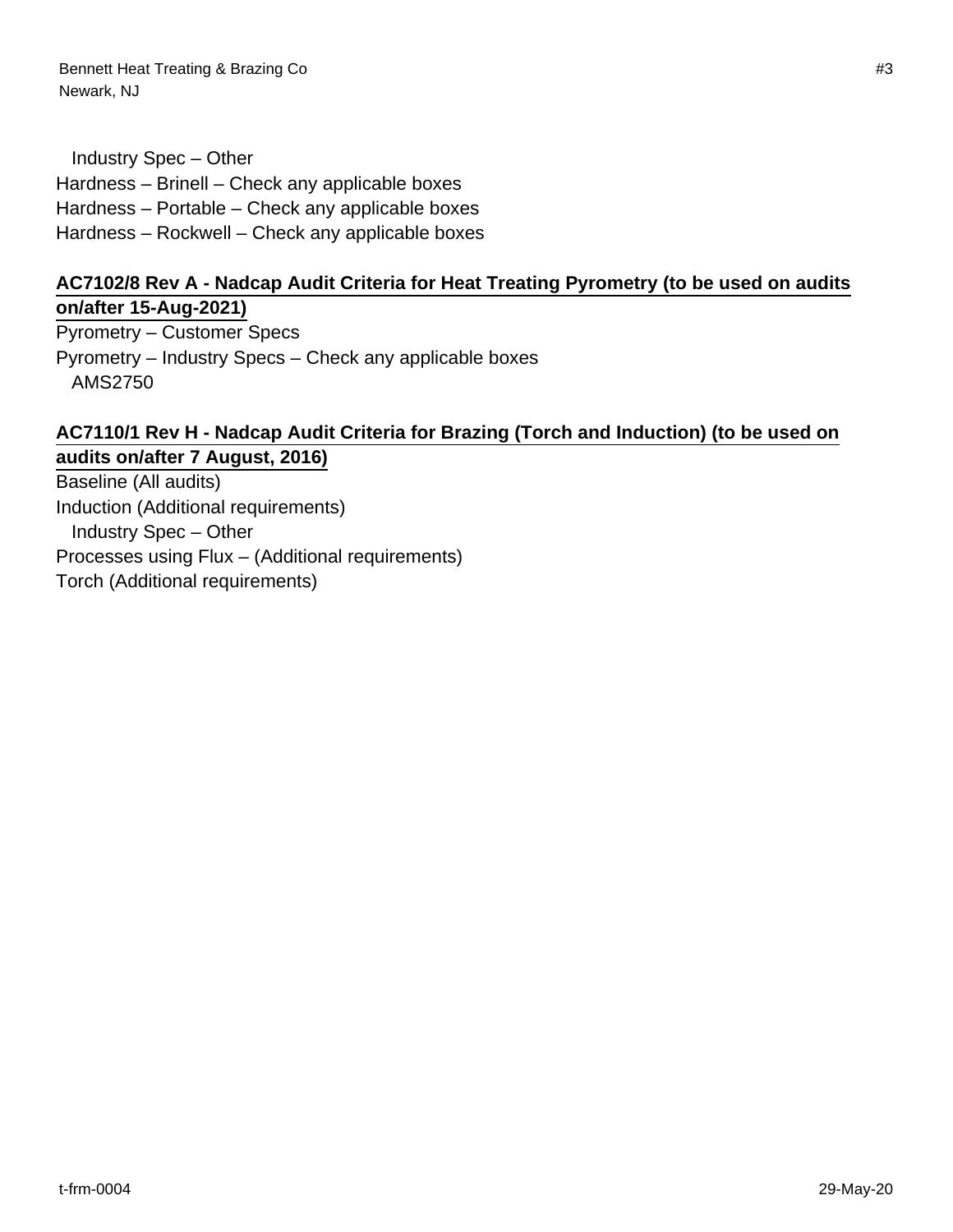Industry Spec – Other

Hardness – Brinell – Check any applicable boxes

Hardness – Portable – Check any applicable boxes

Hardness – Rockwell – Check any applicable boxes

**AC7102/8 Rev A - Nadcap Audit Criteria for Heat Treating Pyrometry (to be used on audits on/after 15-Aug-2021)**

Pyrometry – Customer Specs

Pyrometry – Industry Specs – Check any applicable boxes

AMS2750

**AC7110/1 Rev H - Nadcap Audit Criteria for Brazing (Torch and Induction) (to be used on audits on/after 7 August, 2016)**

Baseline (All audits)

Induction (Additional requirements)

Industry Spec – Other

Processes using Flux – (Additional requirements)

Torch (Additional requirements)